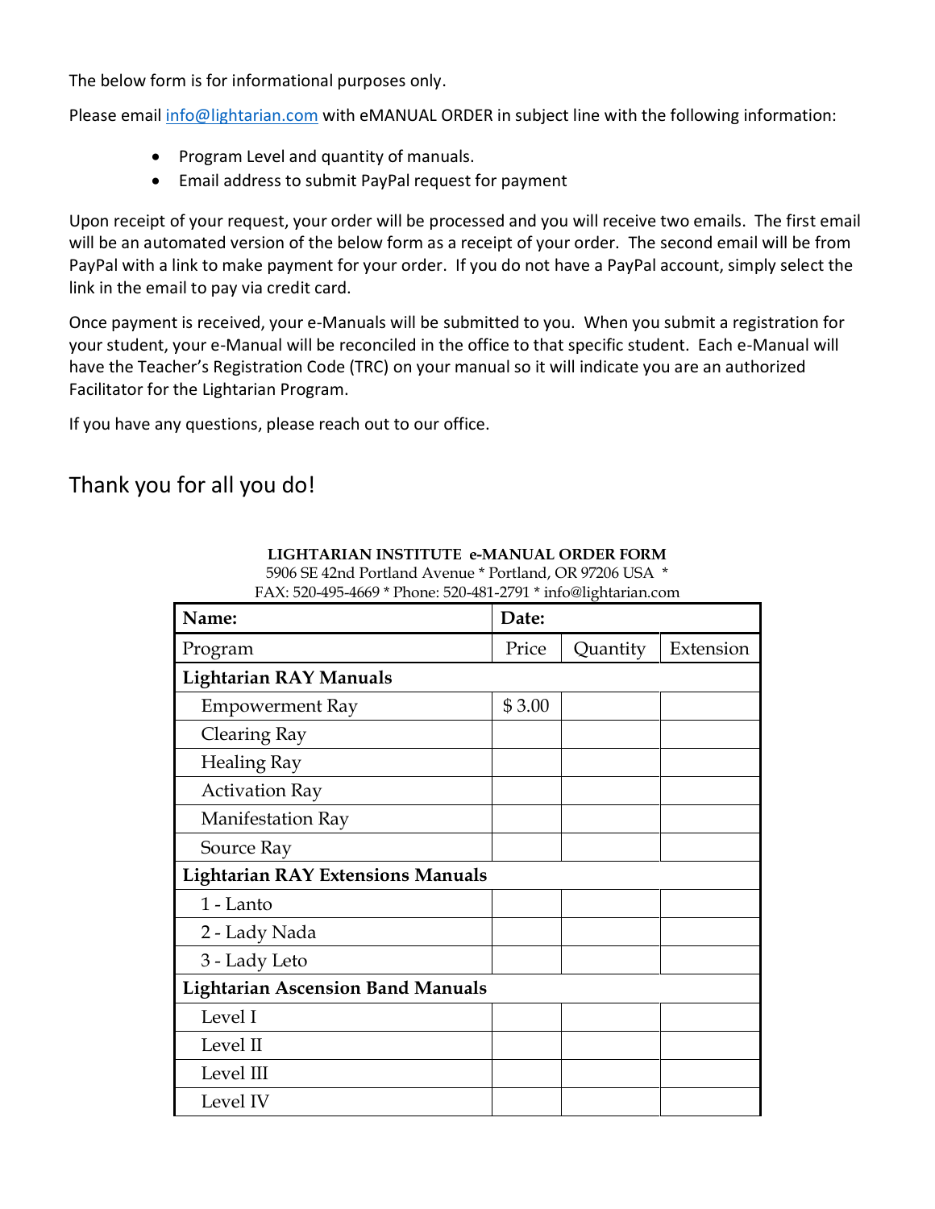The below form is for informational purposes only.

Please email info@lightarian.com with eMANUAL ORDER in subject line with the following information:

- Program Level and quantity of manuals.
- Email address to submit PayPal request for payment

Upon receipt of your request, your order will be processed and you will receive two emails. The first email will be an automated version of the below form as a receipt of your order. The second email will be from PayPal with a link to make payment for your order. If you do not have a PayPal account, simply select the link in the email to pay via credit card.

Once payment is received, your e-Manuals will be submitted to you. When you submit a registration for your student, your e-Manual will be reconciled in the office to that specific student. Each e-Manual will have the Teacher's Registration Code (TRC) on your manual so it will indicate you are an authorized Facilitator for the Lightarian Program.

If you have any questions, please reach out to our office.

## Thank you for all you do!

**LIGHTARIAN INSTITUTE e-MANUAL ORDER FORM**
5906 SE 42nd Portland Avenue * Portland, OR 97206 USA *
FAX: 520-495-4669 * Phone: 520-481-2791 * info@lightarian.com

| **Name:** | **Date:** | | |
|---|---|---|---|
| Program | Price | Quantity | Extension |
| **Lightarian RAY Manuals** | | | |
| Empowerment Ray | $ 3.00 | | |
| Clearing Ray | | | |
| Healing Ray | | | |
| Activation Ray | | | |
| Manifestation Ray | | | |
| Source Ray | | | |
| **Lightarian RAY Extensions Manuals** | | | |
| 1 - Lanto | | | |
| 2 - Lady Nada | | | |
| 3 - Lady Leto | | | |
| **Lightarian Ascension Band Manuals** | | | |
| Level I | | | |
| Level II | | | |
| Level III | | | |
| Level IV | | | |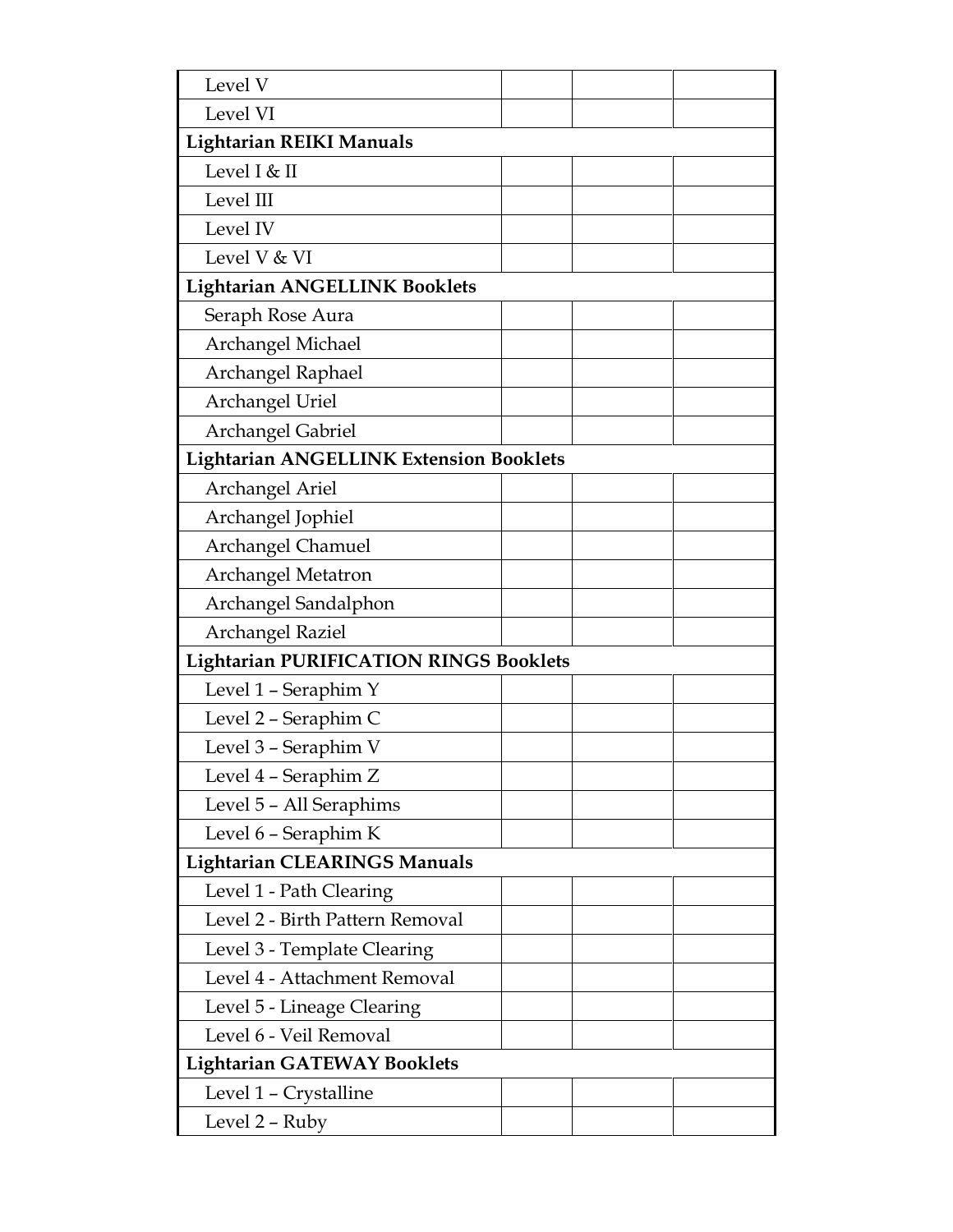| | | | |
|---|---|---|---|
| Level V | | | |
| Level VI | | | |
| **Lightarian REIKI Manuals** | | | |
| Level I & II | | | |
| Level III | | | |
| Level IV | | | |
| Level V & VI | | | |
| **Lightarian ANGELLINK Booklets** | | | |
| Seraph Rose Aura | | | |
| Archangel Michael | | | |
| Archangel Raphael | | | |
| Archangel Uriel | | | |
| Archangel Gabriel | | | |
| **Lightarian ANGELLINK Extension Booklets** | | | |
| Archangel Ariel | | | |
| Archangel Jophiel | | | |
| Archangel Chamuel | | | |
| Archangel Metatron | | | |
| Archangel Sandalphon | | | |
| Archangel Raziel | | | |
| **Lightarian PURIFICATION RINGS Booklets** | | | |
| Level 1 – Seraphim Y | | | |
| Level 2 – Seraphim C | | | |
| Level 3 – Seraphim V | | | |
| Level 4 – Seraphim Z | | | |
| Level 5 – All Seraphims | | | |
| Level 6 – Seraphim K | | | |
| **Lightarian CLEARINGS Manuals** | | | |
| Level 1 - Path Clearing | | | |
| Level 2 - Birth Pattern Removal | | | |
| Level 3 - Template Clearing | | | |
| Level 4 - Attachment Removal | | | |
| Level 5 - Lineage Clearing | | | |
| Level 6 - Veil Removal | | | |
| **Lightarian GATEWAY Booklets** | | | |
| Level 1 – Crystalline | | | |
| Level 2 – Ruby | | | |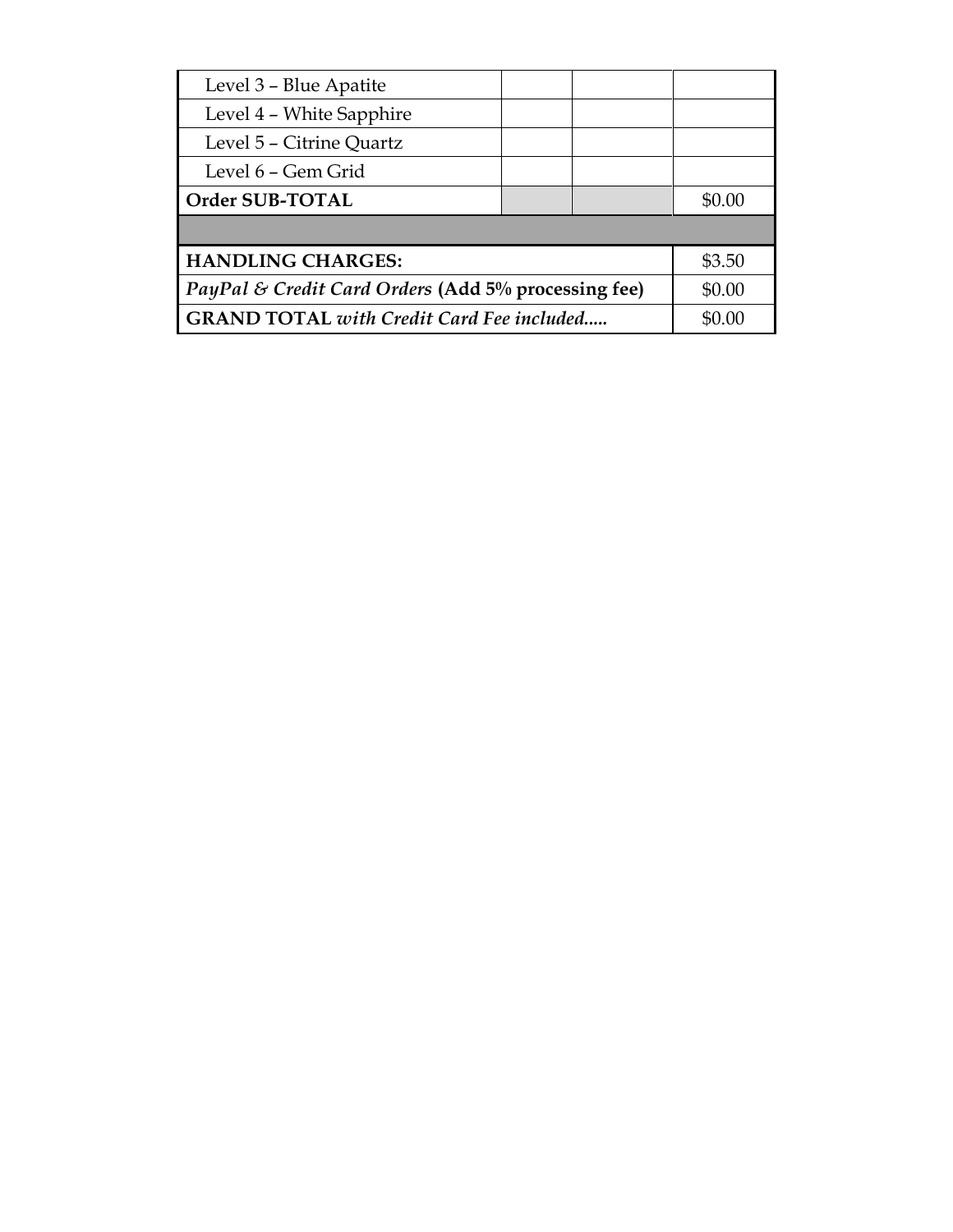| | | | |
|---|---|---|---|
| Level 3 – Blue Apatite | | | |
| Level 4 – White Sapphire | | | |
| Level 5 – Citrine Quartz | | | |
| Level 6 – Gem Grid | | | |
| **Order SUB-TOTAL** | | | $0.00 |
| | | | |
| **HANDLING CHARGES:** | | | $3.50 |
| *PayPal & Credit Card Orders* **(Add 5% processing fee)** | | | $0.00 |
| **GRAND TOTAL** ***with Credit Card Fee included.....*** | | | $0.00 |